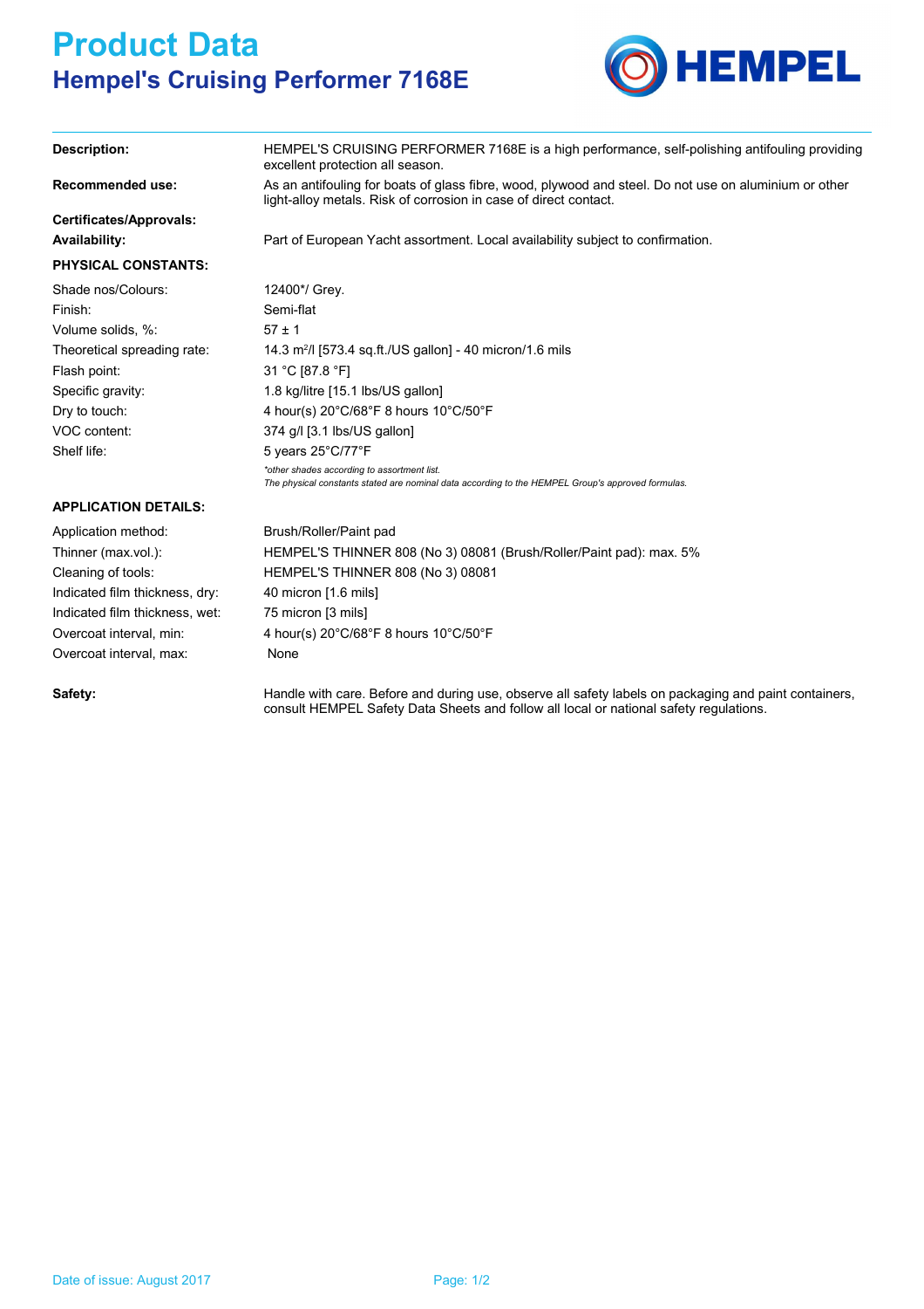# Product Data
## Hempel's Cruising Performer 7168E

| | |
|---|---|
| **Description:** | HEMPEL'S CRUISING PERFORMER 7168E is a high performance, self-polishing antifouling providing excellent protection all season. |
| **Recommended use:** | As an antifouling for boats of glass fibre, wood, plywood and steel. Do not use on aluminium or other light-alloy metals. Risk of corrosion in case of direct contact. |
| **Certificates/Approvals:** | |
| **Availability:** | Part of European Yacht assortment. Local availability subject to confirmation. |

**PHYSICAL CONSTANTS:**

| | |
|---|---|
| Shade nos/Colours: | 12400*/ Grey. |
| Finish: | Semi-flat |
| Volume solids, %: | 57 ± 1 |
| Theoretical spreading rate: | 14.3 m²/l [573.4 sq.ft./US gallon] - 40 micron/1.6 mils |
| Flash point: | 31 °C [87.8 °F] |
| Specific gravity: | 1.8 kg/litre [15.1 lbs/US gallon] |
| Dry to touch: | 4 hour(s) 20°C/68°F 8 hours 10°C/50°F |
| VOC content: | 374 g/l [3.1 lbs/US gallon] |
| Shelf life: | 5 years 25°C/77°F |

*\*other shades according to assortment list.*
*The physical constants stated are nominal data according to the HEMPEL Group's approved formulas.*

**APPLICATION DETAILS:**

| | |
|---|---|
| Application method: | Brush/Roller/Paint pad |
| Thinner (max.vol.): | HEMPEL'S THINNER 808 (No 3) 08081 (Brush/Roller/Paint pad): max. 5% |
| Cleaning of tools: | HEMPEL'S THINNER 808 (No 3) 08081 |
| Indicated film thickness, dry: | 40 micron [1.6 mils] |
| Indicated film thickness, wet: | 75 micron [3 mils] |
| Overcoat interval, min: | 4 hour(s) 20°C/68°F 8 hours 10°C/50°F |
| Overcoat interval, max: | None |

| | |
|---|---|
| **Safety:** | Handle with care. Before and during use, observe all safety labels on packaging and paint containers, consult HEMPEL Safety Data Sheets and follow all local or national safety regulations. |

Date of issue: August 2017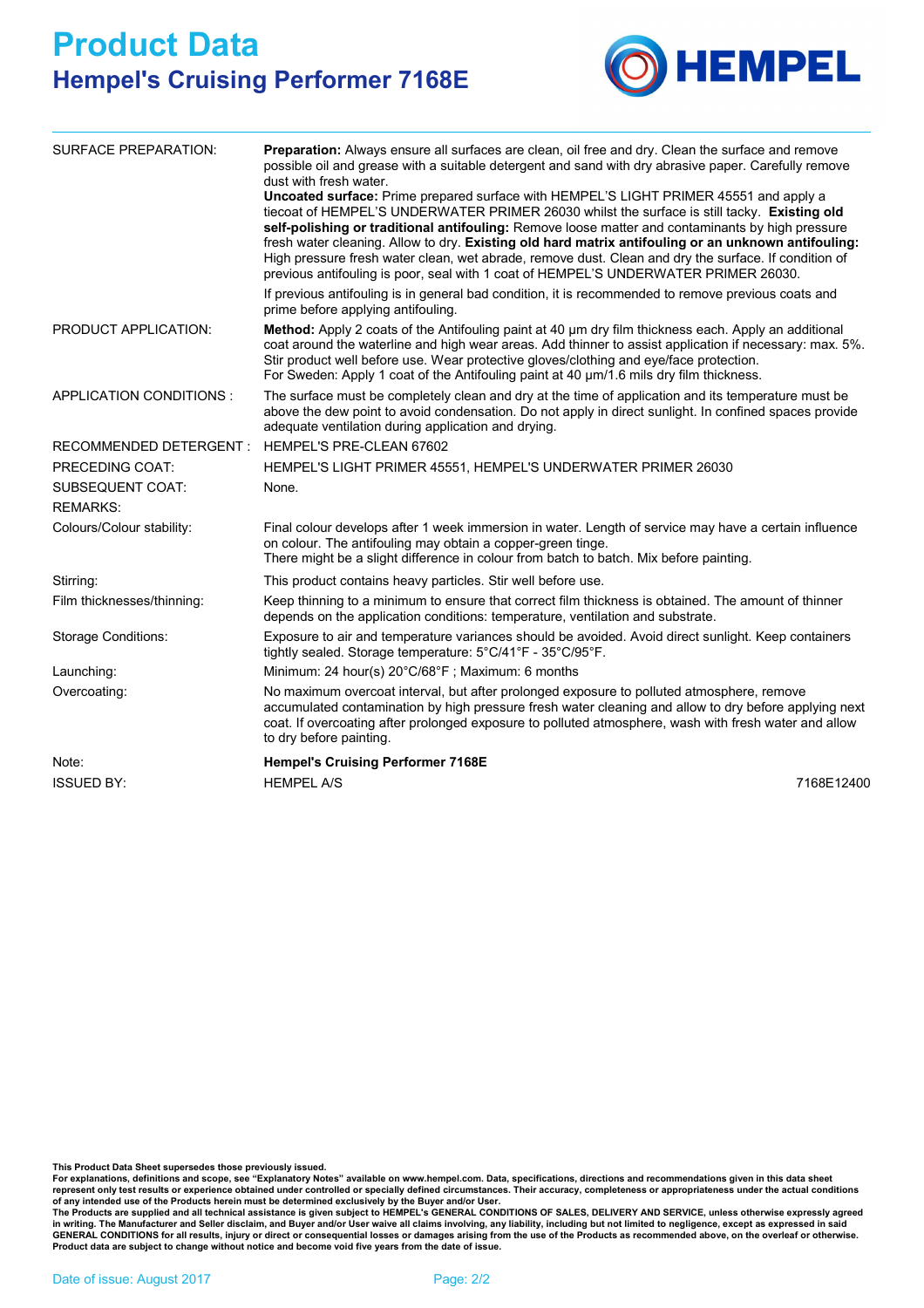# Product Data

## Hempel's Cruising Performer 7168E

| | |
|---|---|
| SURFACE PREPARATION: | **Preparation:** Always ensure all surfaces are clean, oil free and dry. Clean the surface and remove possible oil and grease with a suitable detergent and sand with dry abrasive paper. Carefully remove dust with fresh water. **Uncoated surface:** Prime prepared surface with HEMPEL'S LIGHT PRIMER 45551 and apply a tiecoat of HEMPEL'S UNDERWATER PRIMER 26030 whilst the surface is still tacky. **Existing old self-polishing or traditional antifouling:** Remove loose matter and contaminants by high pressure fresh water cleaning. Allow to dry. **Existing old hard matrix antifouling or an unknown antifouling:** High pressure fresh water clean, wet abrade, remove dust. Clean and dry the surface. If condition of previous antifouling is poor, seal with 1 coat of HEMPEL'S UNDERWATER PRIMER 26030. If previous antifouling is in general bad condition, it is recommended to remove previous coats and prime before applying antifouling. |
| PRODUCT APPLICATION: | **Method:** Apply 2 coats of the Antifouling paint at 40 µm dry film thickness each. Apply an additional coat around the waterline and high wear areas. Add thinner to assist application if necessary: max. 5%. Stir product well before use. Wear protective gloves/clothing and eye/face protection. For Sweden: Apply 1 coat of the Antifouling paint at 40 µm/1.6 mils dry film thickness. |
| APPLICATION CONDITIONS : | The surface must be completely clean and dry at the time of application and its temperature must be above the dew point to avoid condensation. Do not apply in direct sunlight. In confined spaces provide adequate ventilation during application and drying. |
| RECOMMENDED DETERGENT : | HEMPEL'S PRE-CLEAN 67602 |
| PRECEDING COAT: | HEMPEL'S LIGHT PRIMER 45551, HEMPEL'S UNDERWATER PRIMER 26030 |
| SUBSEQUENT COAT: | None. |
| REMARKS: | |
| Colours/Colour stability: | Final colour develops after 1 week immersion in water. Length of service may have a certain influence on colour. The antifouling may obtain a copper-green tinge. There might be a slight difference in colour from batch to batch. Mix before painting. |
| Stirring: | This product contains heavy particles. Stir well before use. |
| Film thicknesses/thinning: | Keep thinning to a minimum to ensure that correct film thickness is obtained. The amount of thinner depends on the application conditions: temperature, ventilation and substrate. |
| Storage Conditions: | Exposure to air and temperature variances should be avoided. Avoid direct sunlight. Keep containers tightly sealed. Storage temperature: 5°C/41°F - 35°C/95°F. |
| Launching: | Minimum: 24 hour(s) 20°C/68°F ; Maximum: 6 months |
| Overcoating: | No maximum overcoat interval, but after prolonged exposure to polluted atmosphere, remove accumulated contamination by high pressure fresh water cleaning and allow to dry before applying next coat. If overcoating after prolonged exposure to polluted atmosphere, wash with fresh water and allow to dry before painting. |
| Note: | **Hempel's Cruising Performer 7168E** |
| ISSUED BY: | HEMPEL A/S 7168E12400 |

**This Product Data Sheet supersedes those previously issued.**
**For explanations, definitions and scope, see "Explanatory Notes" available on www.hempel.com. Data, specifications, directions and recommendations given in this data sheet represent only test results or experience obtained under controlled or specially defined circumstances. Their accuracy, completeness or appropriateness under the actual conditions of any intended use of the Products herein must be determined exclusively by the Buyer and/or User.**
**The Products are supplied and all technical assistance is given subject to HEMPEL's GENERAL CONDITIONS OF SALES, DELIVERY AND SERVICE, unless otherwise expressly agreed in writing. The Manufacturer and Seller disclaim, and Buyer and/or User waive all claims involving, any liability, including but not limited to negligence, except as expressed in said GENERAL CONDITIONS for all results, injury or direct or consequential losses or damages arising from the use of the Products as recommended above, on the overleaf or otherwise. Product data are subject to change without notice and become void five years from the date of issue.**

Date of issue: August 2017